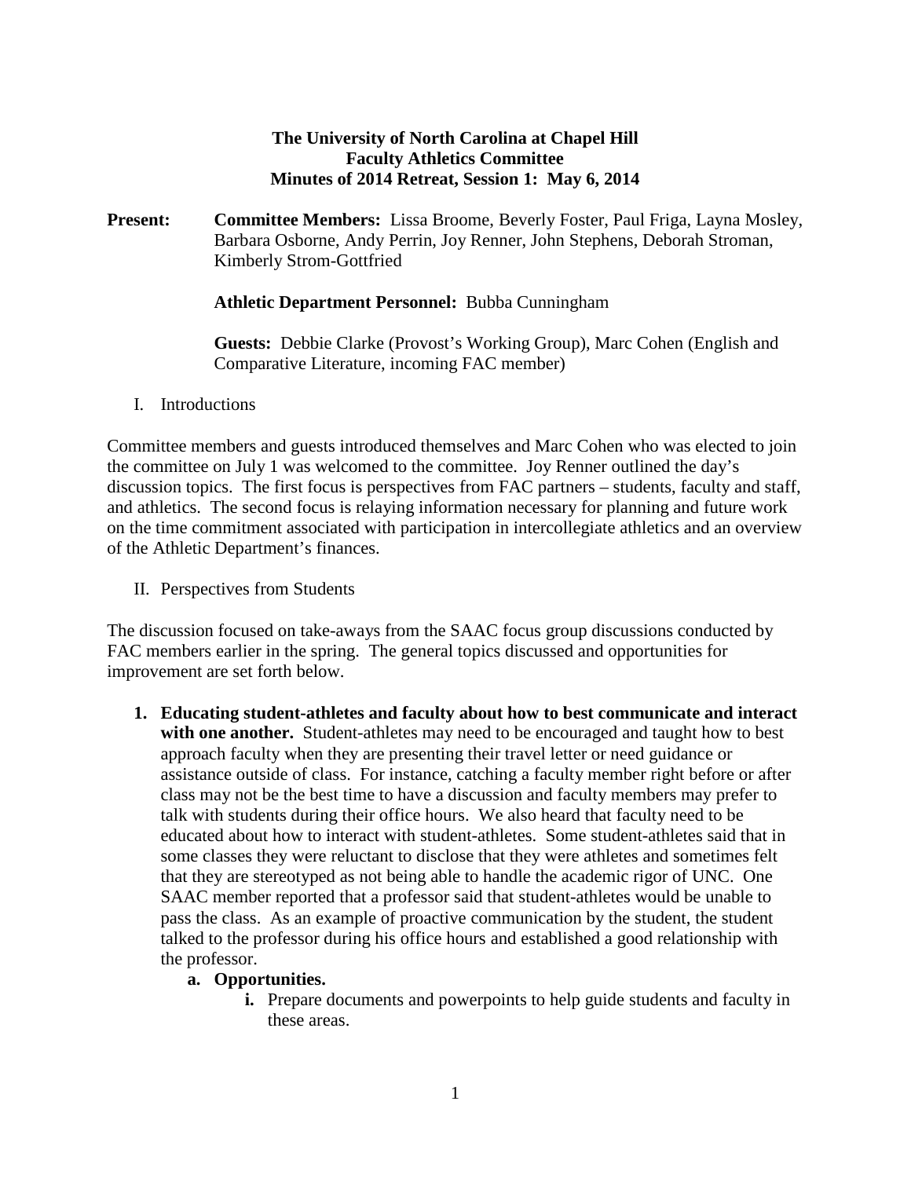# The University of North Carolina at Chapel Hill
## Faculty Athletics Committee
## Minutes of 2014 Retreat, Session 1: May 6, 2014

**Present:** **Committee Members:** Lissa Broome, Beverly Foster, Paul Friga, Layna Mosley, Barbara Osborne, Andy Perrin, Joy Renner, John Stephens, Deborah Stroman, Kimberly Strom-Gottfried

**Athletic Department Personnel:** Bubba Cunningham

**Guests:** Debbie Clarke (Provost's Working Group), Marc Cohen (English and Comparative Literature, incoming FAC member)

I. Introductions

Committee members and guests introduced themselves and Marc Cohen who was elected to join the committee on July 1 was welcomed to the committee. Joy Renner outlined the day's discussion topics. The first focus is perspectives from FAC partners – students, faculty and staff, and athletics. The second focus is relaying information necessary for planning and future work on the time commitment associated with participation in intercollegiate athletics and an overview of the Athletic Department's finances.

II. Perspectives from Students

The discussion focused on take-aways from the SAAC focus group discussions conducted by FAC members earlier in the spring. The general topics discussed and opportunities for improvement are set forth below.

1. **Educating student-athletes and faculty about how to best communicate and interact with one another.** Student-athletes may need to be encouraged and taught how to best approach faculty when they are presenting their travel letter or need guidance or assistance outside of class. For instance, catching a faculty member right before or after class may not be the best time to have a discussion and faculty members may prefer to talk with students during their office hours. We also heard that faculty need to be educated about how to interact with student-athletes. Some student-athletes said that in some classes they were reluctant to disclose that they were athletes and sometimes felt that they are stereotyped as not being able to handle the academic rigor of UNC. One SAAC member reported that a professor said that student-athletes would be unable to pass the class. As an example of proactive communication by the student, the student talked to the professor during his office hours and established a good relationship with the professor.
   a. **Opportunities.**
      i. Prepare documents and powerpoints to help guide students and faculty in these areas.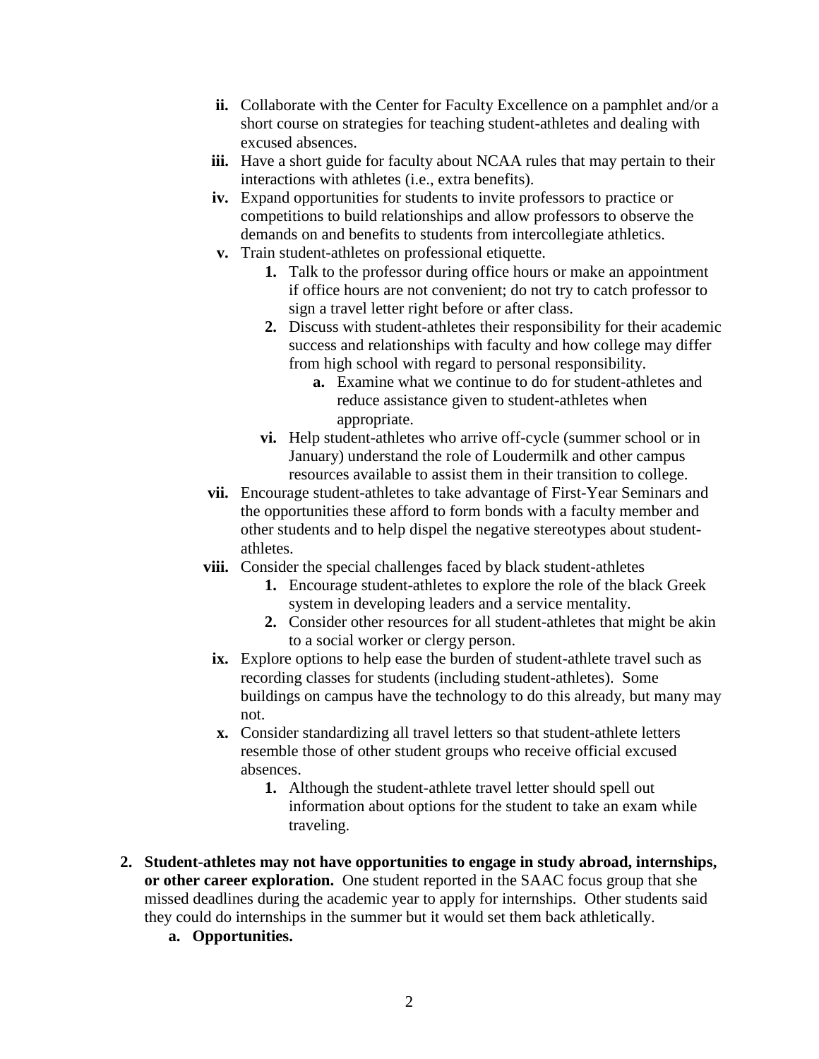- ii. Collaborate with the Center for Faculty Excellence on a pamphlet and/or a short course on strategies for teaching student-athletes and dealing with excused absences.
- iii. Have a short guide for faculty about NCAA rules that may pertain to their interactions with athletes (i.e., extra benefits).
- iv. Expand opportunities for students to invite professors to practice or competitions to build relationships and allow professors to observe the demands on and benefits to students from intercollegiate athletics.
- v. Train student-athletes on professional etiquette.
  1. Talk to the professor during office hours or make an appointment if office hours are not convenient; do not try to catch professor to sign a travel letter right before or after class.
  2. Discuss with student-athletes their responsibility for their academic success and relationships with faculty and how college may differ from high school with regard to personal responsibility.
     - a. Examine what we continue to do for student-athletes and reduce assistance given to student-athletes when appropriate.
  - vi. Help student-athletes who arrive off-cycle (summer school or in January) understand the role of Loudermilk and other campus resources available to assist them in their transition to college.
- vii. Encourage student-athletes to take advantage of First-Year Seminars and the opportunities these afford to form bonds with a faculty member and other students and to help dispel the negative stereotypes about student-athletes.
- viii. Consider the special challenges faced by black student-athletes
  1. Encourage student-athletes to explore the role of the black Greek system in developing leaders and a service mentality.
  2. Consider other resources for all student-athletes that might be akin to a social worker or clergy person.
- ix. Explore options to help ease the burden of student-athlete travel such as recording classes for students (including student-athletes). Some buildings on campus have the technology to do this already, but many may not.
- x. Consider standardizing all travel letters so that student-athlete letters resemble those of other student groups who receive official excused absences.
  1. Although the student-athlete travel letter should spell out information about options for the student to take an exam while traveling.

2. **Student-athletes may not have opportunities to engage in study abroad, internships, or other career exploration.** One student reported in the SAAC focus group that she missed deadlines during the academic year to apply for internships. Other students said they could do internships in the summer but it would set them back athletically.
   - **a. Opportunities.**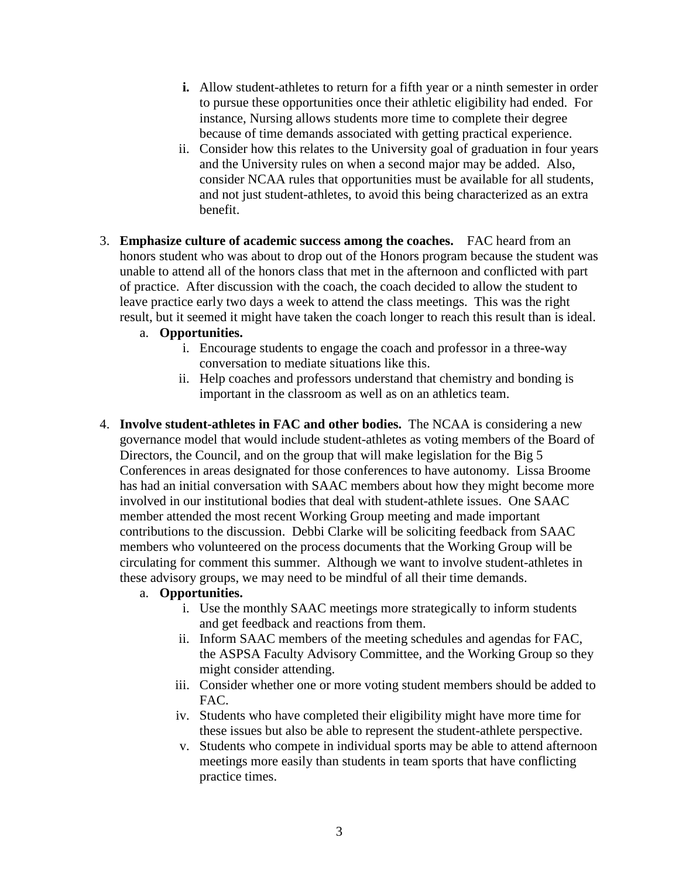- **i.** Allow student-athletes to return for a fifth year or a ninth semester in order to pursue these opportunities once their athletic eligibility had ended. For instance, Nursing allows students more time to complete their degree because of time demands associated with getting practical experience.
   - ii. Consider how this relates to the University goal of graduation in four years and the University rules on when a second major may be added. Also, consider NCAA rules that opportunities must be available for all students, and not just student-athletes, to avoid this being characterized as an extra benefit.

3. **Emphasize culture of academic success among the coaches.** FAC heard from an honors student who was about to drop out of the Honors program because the student was unable to attend all of the honors class that met in the afternoon and conflicted with part of practice. After discussion with the coach, the coach decided to allow the student to leave practice early two days a week to attend the class meetings. This was the right result, but it seemed it might have taken the coach longer to reach this result than is ideal.
   a. **Opportunities.**
      i. Encourage students to engage the coach and professor in a three-way conversation to mediate situations like this.
      ii. Help coaches and professors understand that chemistry and bonding is important in the classroom as well as on an athletics team.

4. **Involve student-athletes in FAC and other bodies.** The NCAA is considering a new governance model that would include student-athletes as voting members of the Board of Directors, the Council, and on the group that will make legislation for the Big 5 Conferences in areas designated for those conferences to have autonomy. Lissa Broome has had an initial conversation with SAAC members about how they might become more involved in our institutional bodies that deal with student-athlete issues. One SAAC member attended the most recent Working Group meeting and made important contributions to the discussion. Debbi Clarke will be soliciting feedback from SAAC members who volunteered on the process documents that the Working Group will be circulating for comment this summer. Although we want to involve student-athletes in these advisory groups, we may need to be mindful of all their time demands.
   a. **Opportunities.**
      i. Use the monthly SAAC meetings more strategically to inform students and get feedback and reactions from them.
      ii. Inform SAAC members of the meeting schedules and agendas for FAC, the ASPSA Faculty Advisory Committee, and the Working Group so they might consider attending.
      iii. Consider whether one or more voting student members should be added to FAC.
      iv. Students who have completed their eligibility might have more time for these issues but also be able to represent the student-athlete perspective.
      v. Students who compete in individual sports may be able to attend afternoon meetings more easily than students in team sports that have conflicting practice times.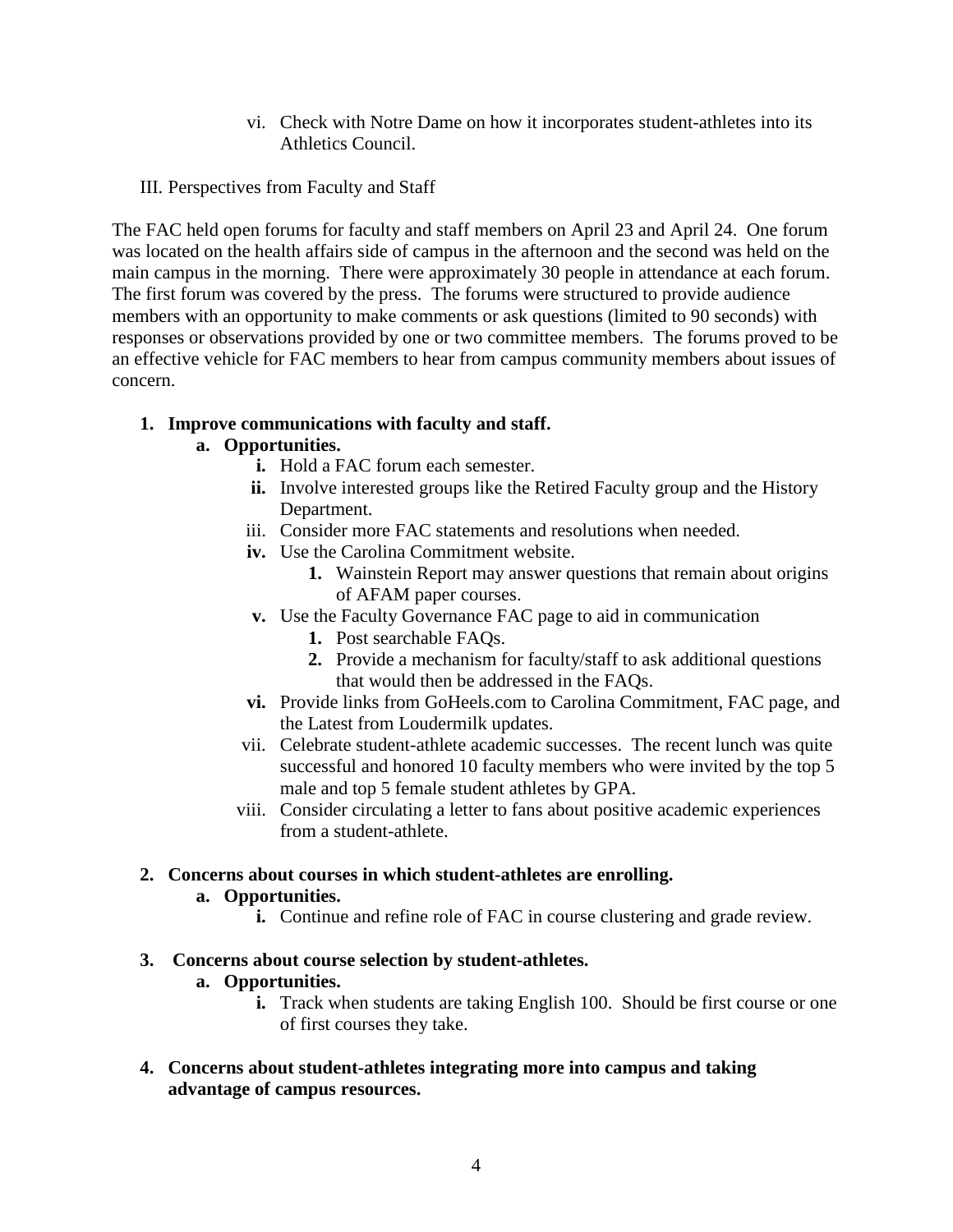vi. Check with Notre Dame on how it incorporates student-athletes into its Athletics Council.

III. Perspectives from Faculty and Staff

The FAC held open forums for faculty and staff members on April 23 and April 24. One forum was located on the health affairs side of campus in the afternoon and the second was held on the main campus in the morning. There were approximately 30 people in attendance at each forum. The first forum was covered by the press. The forums were structured to provide audience members with an opportunity to make comments or ask questions (limited to 90 seconds) with responses or observations provided by one or two committee members. The forums proved to be an effective vehicle for FAC members to hear from campus community members about issues of concern.

**1. Improve communications with faculty and staff.**

**a. Opportunities.**

**i.** Hold a FAC forum each semester.

**ii.** Involve interested groups like the Retired Faculty group and the History Department.

iii. Consider more FAC statements and resolutions when needed.

**iv.** Use the Carolina Commitment website.

**1.** Wainstein Report may answer questions that remain about origins of AFAM paper courses.

**v.** Use the Faculty Governance FAC page to aid in communication

**1.** Post searchable FAQs.

**2.** Provide a mechanism for faculty/staff to ask additional questions that would then be addressed in the FAQs.

**vi.** Provide links from GoHeels.com to Carolina Commitment, FAC page, and the Latest from Loudermilk updates.

vii. Celebrate student-athlete academic successes. The recent lunch was quite successful and honored 10 faculty members who were invited by the top 5 male and top 5 female student athletes by GPA.

viii. Consider circulating a letter to fans about positive academic experiences from a student-athlete.

**2. Concerns about courses in which student-athletes are enrolling.**

**a. Opportunities.**

**i.** Continue and refine role of FAC in course clustering and grade review.

**3. Concerns about course selection by student-athletes.**

**a. Opportunities.**

**i.** Track when students are taking English 100. Should be first course or one of first courses they take.

**4. Concerns about student-athletes integrating more into campus and taking advantage of campus resources.**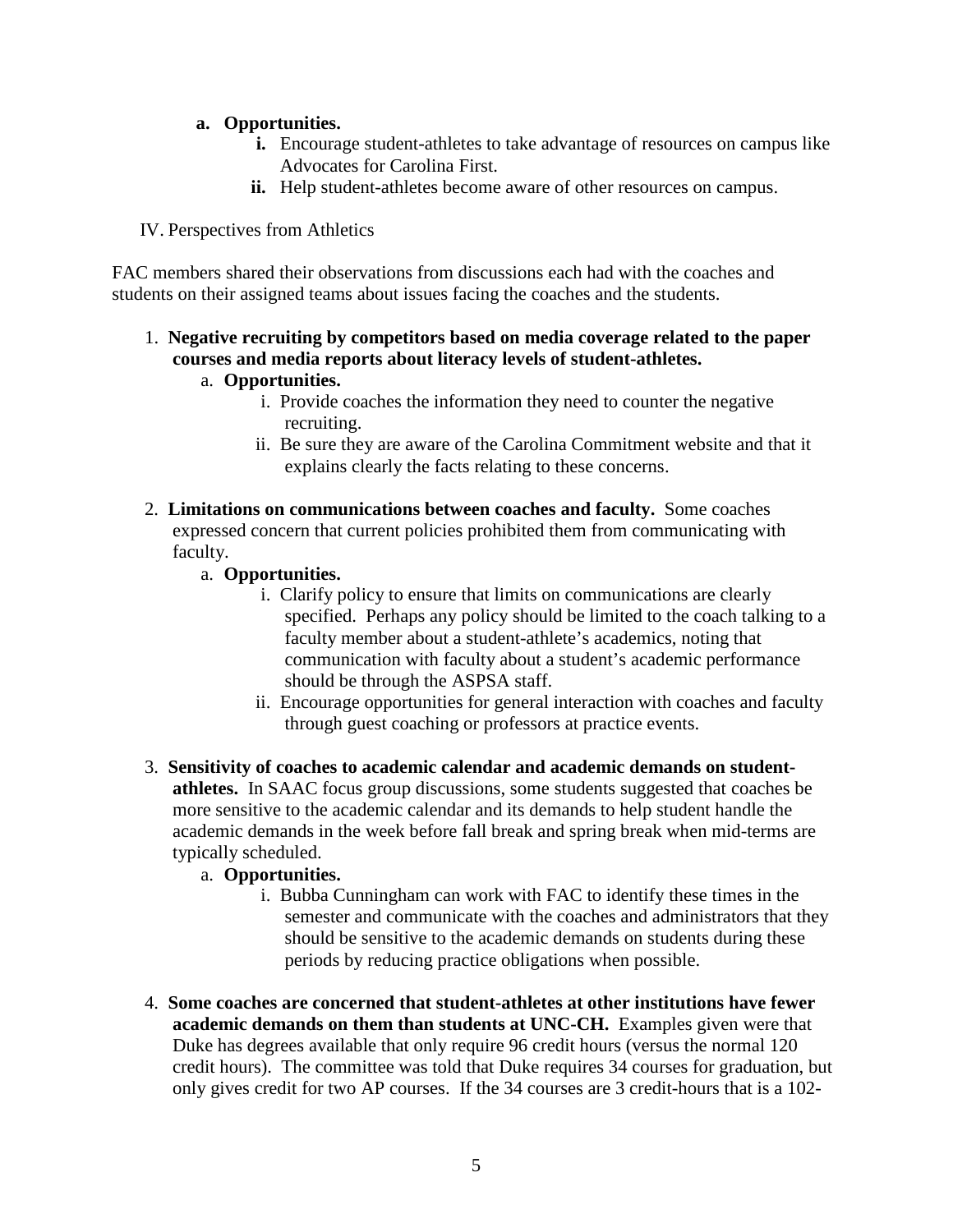a. **Opportunities.**
    - **i.** Encourage student-athletes to take advantage of resources on campus like Advocates for Carolina First.
    - **ii.** Help student-athletes become aware of other resources on campus.

IV. Perspectives from Athletics

FAC members shared their observations from discussions each had with the coaches and students on their assigned teams about issues facing the coaches and the students.

1. **Negative recruiting by competitors based on media coverage related to the paper courses and media reports about literacy levels of student-athletes.**
    a. **Opportunities.**
        - i. Provide coaches the information they need to counter the negative recruiting.
        - ii. Be sure they are aware of the Carolina Commitment website and that it explains clearly the facts relating to these concerns.

2. **Limitations on communications between coaches and faculty.** Some coaches expressed concern that current policies prohibited them from communicating with faculty.
    a. **Opportunities.**
        - i. Clarify policy to ensure that limits on communications are clearly specified. Perhaps any policy should be limited to the coach talking to a faculty member about a student-athlete's academics, noting that communication with faculty about a student's academic performance should be through the ASPSA staff.
        - ii. Encourage opportunities for general interaction with coaches and faculty through guest coaching or professors at practice events.

3. **Sensitivity of coaches to academic calendar and academic demands on student-athletes.** In SAAC focus group discussions, some students suggested that coaches be more sensitive to the academic calendar and its demands to help student handle the academic demands in the week before fall break and spring break when mid-terms are typically scheduled.
    a. **Opportunities.**
        - i. Bubba Cunningham can work with FAC to identify these times in the semester and communicate with the coaches and administrators that they should be sensitive to the academic demands on students during these periods by reducing practice obligations when possible.

4. **Some coaches are concerned that student-athletes at other institutions have fewer academic demands on them than students at UNC-CH.** Examples given were that Duke has degrees available that only require 96 credit hours (versus the normal 120 credit hours). The committee was told that Duke requires 34 courses for graduation, but only gives credit for two AP courses. If the 34 courses are 3 credit-hours that is a 102-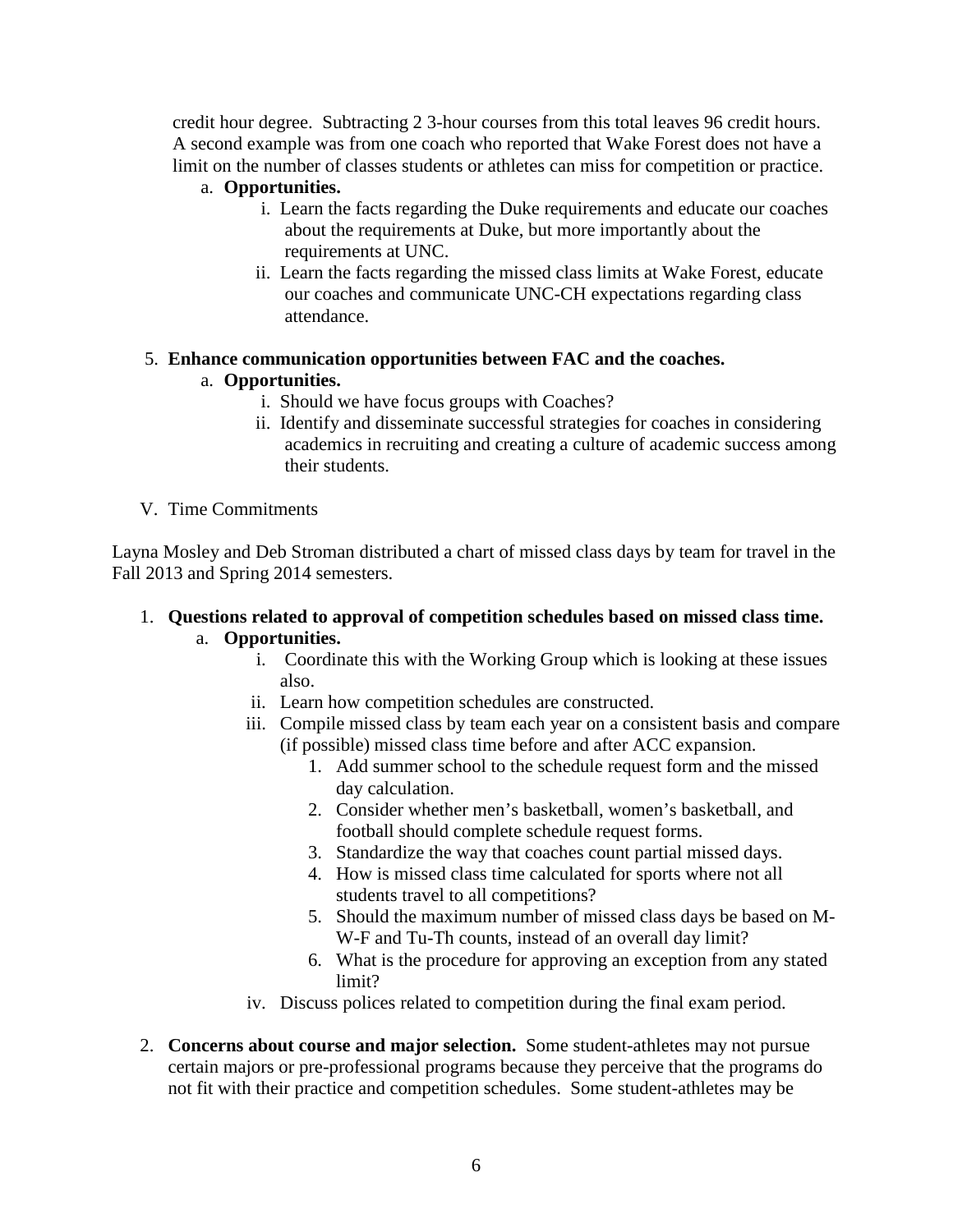credit hour degree. Subtracting 2 3-hour courses from this total leaves 96 credit hours. A second example was from one coach who reported that Wake Forest does not have a limit on the number of classes students or athletes can miss for competition or practice.

a. **Opportunities.**
    i. Learn the facts regarding the Duke requirements and educate our coaches about the requirements at Duke, but more importantly about the requirements at UNC.
    ii. Learn the facts regarding the missed class limits at Wake Forest, educate our coaches and communicate UNC-CH expectations regarding class attendance.

5. **Enhance communication opportunities between FAC and the coaches.**
    a. **Opportunities.**
        i. Should we have focus groups with Coaches?
        ii. Identify and disseminate successful strategies for coaches in considering academics in recruiting and creating a culture of academic success among their students.

V. Time Commitments

Layna Mosley and Deb Stroman distributed a chart of missed class days by team for travel in the Fall 2013 and Spring 2014 semesters.

1. **Questions related to approval of competition schedules based on missed class time.**
    a. **Opportunities.**
        i. Coordinate this with the Working Group which is looking at these issues also.
        ii. Learn how competition schedules are constructed.
        iii. Compile missed class by team each year on a consistent basis and compare (if possible) missed class time before and after ACC expansion.
            1. Add summer school to the schedule request form and the missed day calculation.
            2. Consider whether men's basketball, women's basketball, and football should complete schedule request forms.
            3. Standardize the way that coaches count partial missed days.
            4. How is missed class time calculated for sports where not all students travel to all competitions?
            5. Should the maximum number of missed class days be based on M-W-F and Tu-Th counts, instead of an overall day limit?
            6. What is the procedure for approving an exception from any stated limit?
        iv. Discuss polices related to competition during the final exam period.

2. **Concerns about course and major selection.** Some student-athletes may not pursue certain majors or pre-professional programs because they perceive that the programs do not fit with their practice and competition schedules. Some student-athletes may be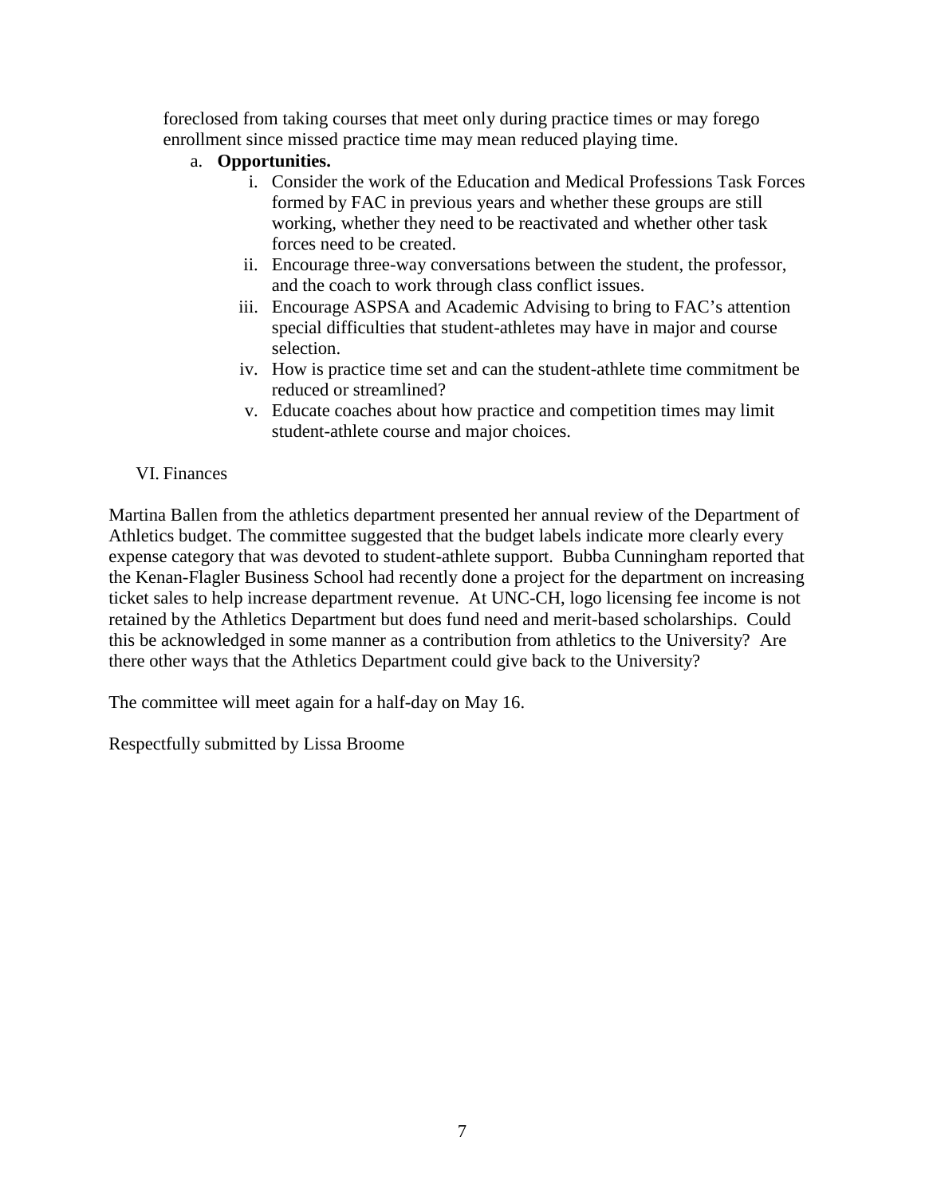foreclosed from taking courses that meet only during practice times or may forego enrollment since missed practice time may mean reduced playing time.

a. **Opportunities.**
   i. Consider the work of the Education and Medical Professions Task Forces formed by FAC in previous years and whether these groups are still working, whether they need to be reactivated and whether other task forces need to be created.
   ii. Encourage three-way conversations between the student, the professor, and the coach to work through class conflict issues.
   iii. Encourage ASPSA and Academic Advising to bring to FAC's attention special difficulties that student-athletes may have in major and course selection.
   iv. How is practice time set and can the student-athlete time commitment be reduced or streamlined?
   v. Educate coaches about how practice and competition times may limit student-athlete course and major choices.

VI. Finances

Martina Ballen from the athletics department presented her annual review of the Department of Athletics budget. The committee suggested that the budget labels indicate more clearly every expense category that was devoted to student-athlete support. Bubba Cunningham reported that the Kenan-Flagler Business School had recently done a project for the department on increasing ticket sales to help increase department revenue. At UNC-CH, logo licensing fee income is not retained by the Athletics Department but does fund need and merit-based scholarships. Could this be acknowledged in some manner as a contribution from athletics to the University? Are there other ways that the Athletics Department could give back to the University?

The committee will meet again for a half-day on May 16.

Respectfully submitted by Lissa Broome